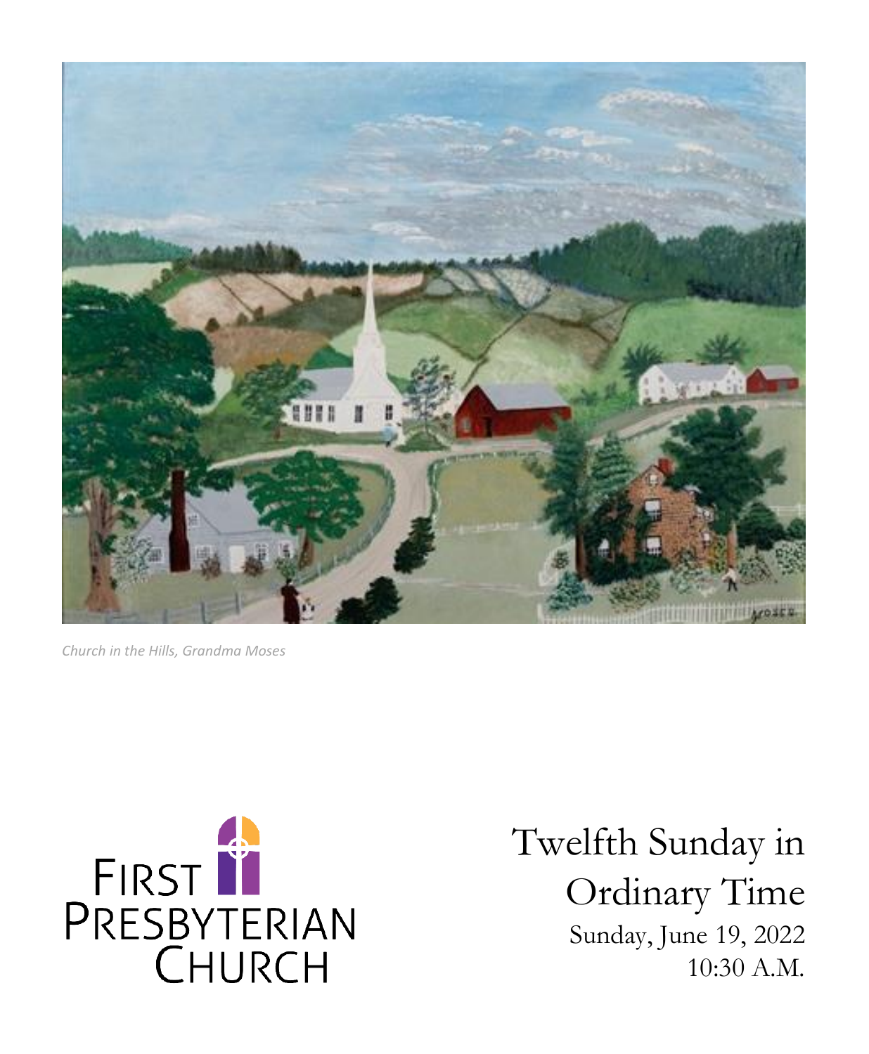*Church in the Hills, Grandma Moses*

FIRST PRESBYTERIAN CHURCH

# Twelfth Sunday in Ordinary Time

Sunday, June 19, 2022

10:30 A.M.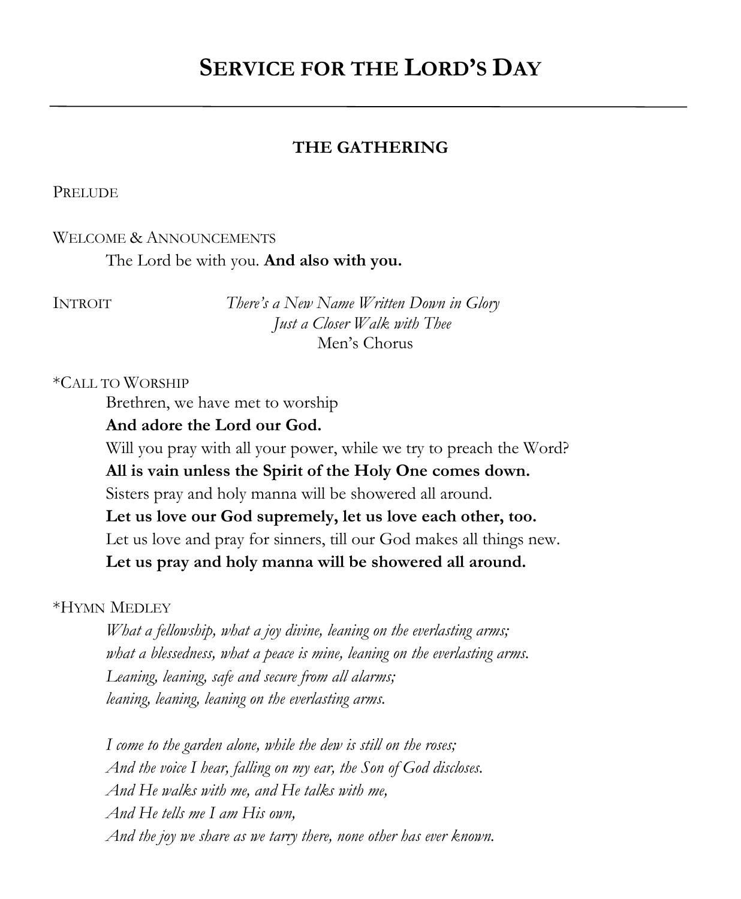# Service for the Lord's Day

---

### THE GATHERING

PRELUDE

WELCOME & ANNOUNCEMENTS

The Lord be with you. **And also with you.**

INTROIT *There's a New Name Written Down in Glory*
*Just a Closer Walk with Thee*
Men's Chorus

*CALL TO WORSHIP

Brethren, we have met to worship
**And adore the Lord our God.**
Will you pray with all your power, while we try to preach the Word?
**All is vain unless the Spirit of the Holy One comes down.**
Sisters pray and holy manna will be showered all around.
**Let us love our God supremely, let us love each other, too.**
Let us love and pray for sinners, till our God makes all things new.
**Let us pray and holy manna will be showered all around.**

*HYMN MEDLEY

*What a fellowship, what a joy divine, leaning on the everlasting arms;*
*what a blessedness, what a peace is mine, leaning on the everlasting arms.*
*Leaning, leaning, safe and secure from all alarms;*
*leaning, leaning, leaning on the everlasting arms.*

*I come to the garden alone, while the dew is still on the roses;*
*And the voice I hear, falling on my ear, the Son of God discloses.*
*And He walks with me, and He talks with me,*
*And He tells me I am His own,*
*And the joy we share as we tarry there, none other has ever known.*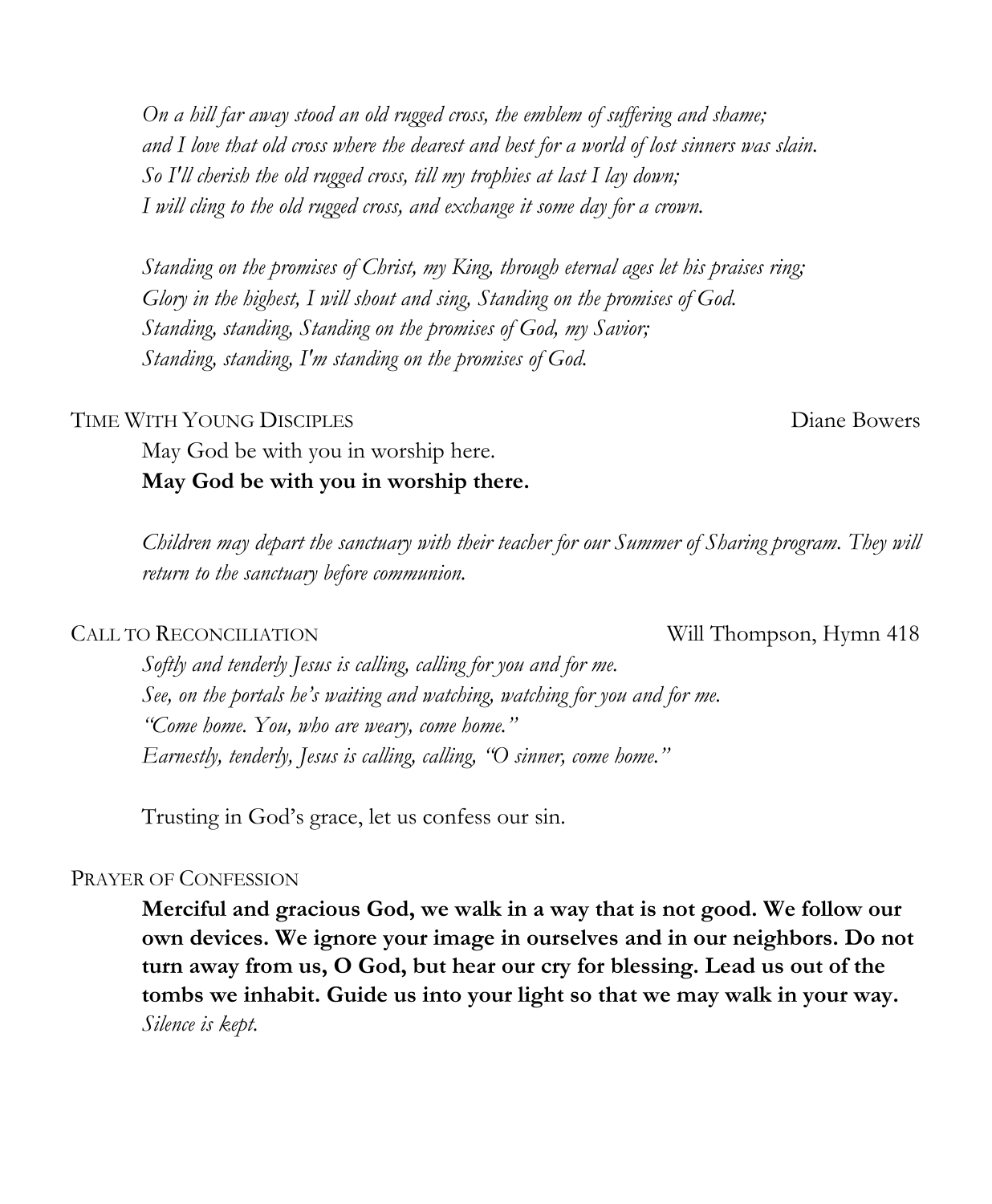*On a hill far away stood an old rugged cross, the emblem of suffering and shame;*
*and I love that old cross where the dearest and best for a world of lost sinners was slain.*
*So I'll cherish the old rugged cross, till my trophies at last I lay down;*
*I will cling to the old rugged cross, and exchange it some day for a crown.*

*Standing on the promises of Christ, my King, through eternal ages let his praises ring;*
*Glory in the highest, I will shout and sing, Standing on the promises of God.*
*Standing, standing, Standing on the promises of God, my Savior;*
*Standing, standing, I'm standing on the promises of God.*

TIME WITH YOUNG DISCIPLES — Diane Bowers

May God be with you in worship here.
**May God be with you in worship there.**

*Children may depart the sanctuary with their teacher for our Summer of Sharing program. They will return to the sanctuary before communion.*

CALL TO RECONCILIATION — Will Thompson, Hymn 418

*Softly and tenderly Jesus is calling, calling for you and for me.*
*See, on the portals he's waiting and watching, watching for you and for me.*
*"Come home. You, who are weary, come home."*
*Earnestly, tenderly, Jesus is calling, calling, "O sinner, come home."*

Trusting in God's grace, let us confess our sin.

PRAYER OF CONFESSION

**Merciful and gracious God, we walk in a way that is not good. We follow our own devices. We ignore your image in ourselves and in our neighbors. Do not turn away from us, O God, but hear our cry for blessing. Lead us out of the tombs we inhabit. Guide us into your light so that we may walk in your way.**
*Silence is kept.*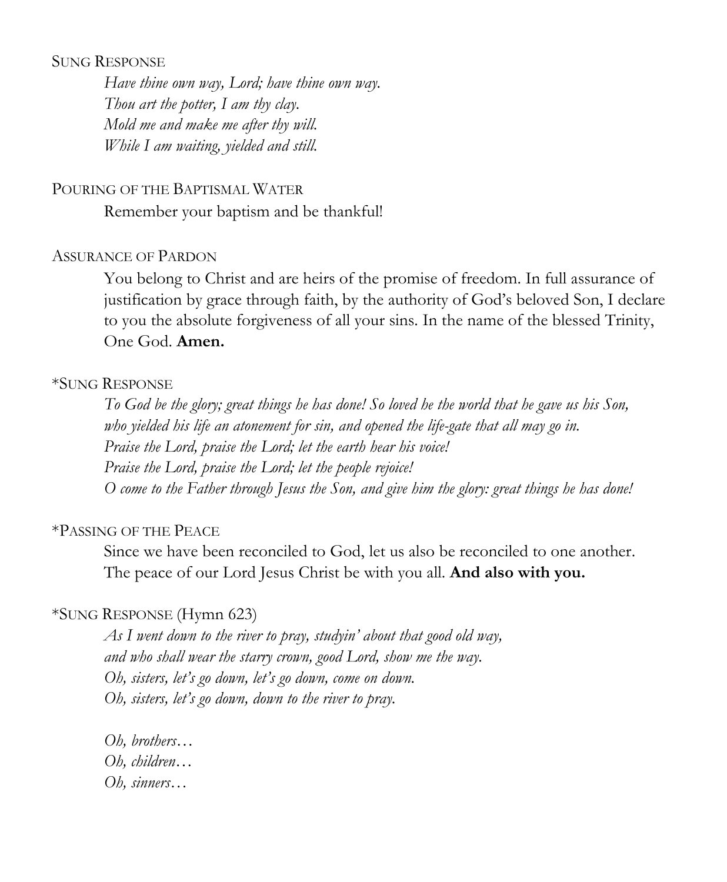Sung Response

*Have thine own way, Lord; have thine own way.*
*Thou art the potter, I am thy clay.*
*Mold me and make me after thy will.*
*While I am waiting, yielded and still.*

Pouring of the Baptismal Water

Remember your baptism and be thankful!

Assurance of Pardon

You belong to Christ and are heirs of the promise of freedom. In full assurance of justification by grace through faith, by the authority of God's beloved Son, I declare to you the absolute forgiveness of all your sins. In the name of the blessed Trinity, One God. **Amen.**

*Sung Response

*To God be the glory; great things he has done! So loved he the world that he gave us his Son,*
*who yielded his life an atonement for sin, and opened the life-gate that all may go in.*
*Praise the Lord, praise the Lord; let the earth hear his voice!*
*Praise the Lord, praise the Lord; let the people rejoice!*
*O come to the Father through Jesus the Son, and give him the glory: great things he has done!*

*Passing of the Peace

Since we have been reconciled to God, let us also be reconciled to one another.
The peace of our Lord Jesus Christ be with you all. **And also with you.**

*Sung Response (Hymn 623)

*As I went down to the river to pray, studyin' about that good old way,*
*and who shall wear the starry crown, good Lord, show me the way.*
*Oh, sisters, let's go down, let's go down, come on down.*
*Oh, sisters, let's go down, down to the river to pray.*

*Oh, brothers…*
*Oh, children…*
*Oh, sinners…*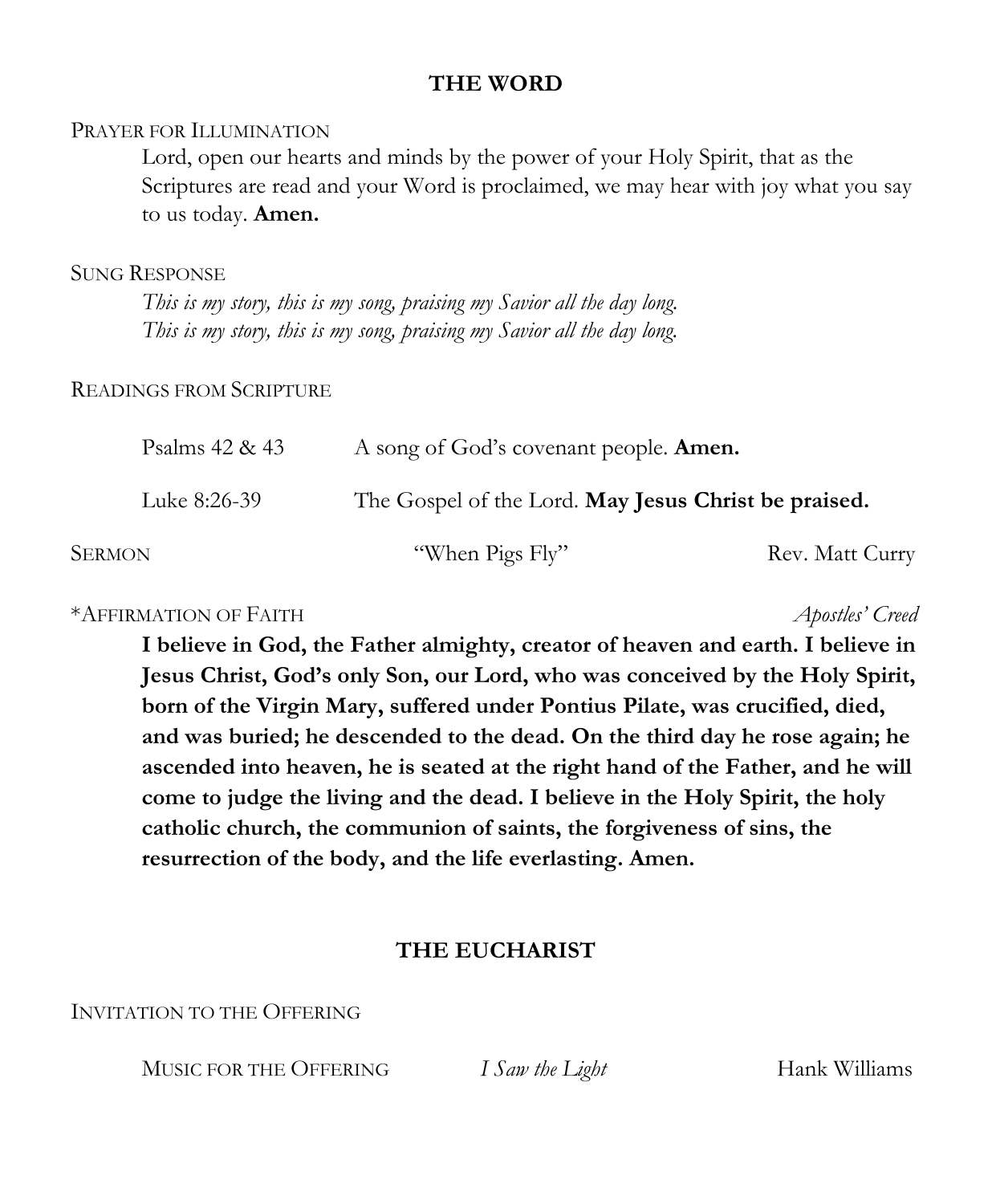## THE WORD

PRAYER FOR ILLUMINATION

Lord, open our hearts and minds by the power of your Holy Spirit, that as the Scriptures are read and your Word is proclaimed, we may hear with joy what you say to us today. **Amen.**

SUNG RESPONSE

*This is my story, this is my song, praising my Savior all the day long.*
*This is my story, this is my song, praising my Savior all the day long.*

READINGS FROM SCRIPTURE

Psalms 42 & 43 — A song of God's covenant people. **Amen.**

Luke 8:26-39 — The Gospel of the Lord. **May Jesus Christ be praised.**

SERMON — "When Pigs Fly" — Rev. Matt Curry

*AFFIRMATION OF FAITH — *Apostles' Creed*

**I believe in God, the Father almighty, creator of heaven and earth. I believe in Jesus Christ, God's only Son, our Lord, who was conceived by the Holy Spirit, born of the Virgin Mary, suffered under Pontius Pilate, was crucified, died, and was buried; he descended to the dead. On the third day he rose again; he ascended into heaven, he is seated at the right hand of the Father, and he will come to judge the living and the dead. I believe in the Holy Spirit, the holy catholic church, the communion of saints, the forgiveness of sins, the resurrection of the body, and the life everlasting. Amen.**

## THE EUCHARIST

INVITATION TO THE OFFERING

MUSIC FOR THE OFFERING — *I Saw the Light* — Hank Williams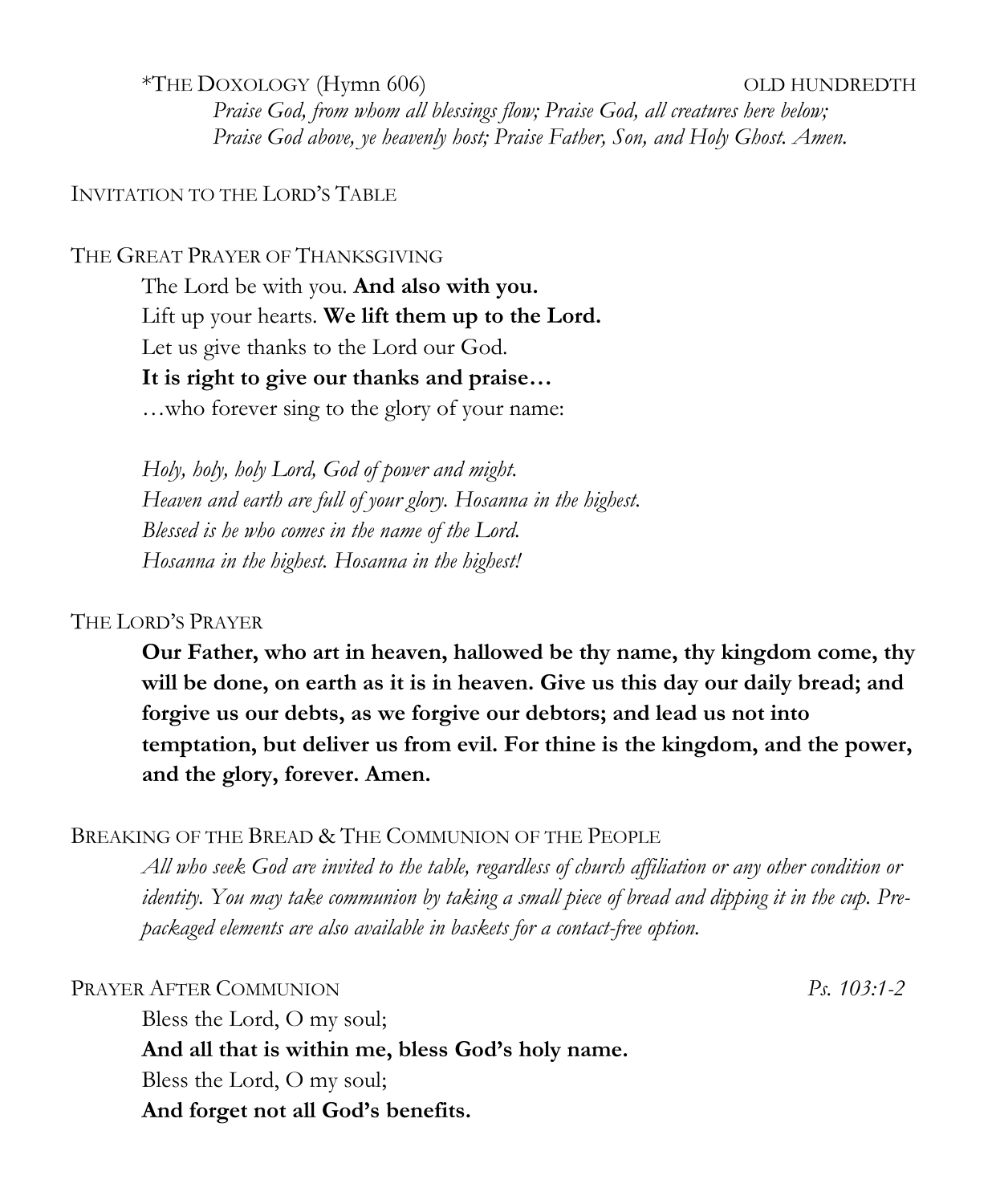*THE DOXOLOGY (Hymn 606) OLD HUNDREDTH

*Praise God, from whom all blessings flow; Praise God, all creatures here below;*
*Praise God above, ye heavenly host; Praise Father, Son, and Holy Ghost. Amen.*

INVITATION TO THE LORD'S TABLE

THE GREAT PRAYER OF THANKSGIVING

The Lord be with you. **And also with you.**
Lift up your hearts. **We lift them up to the Lord.**
Let us give thanks to the Lord our God.
**It is right to give our thanks and praise…**
…who forever sing to the glory of your name:

*Holy, holy, holy Lord, God of power and might.*
*Heaven and earth are full of your glory. Hosanna in the highest.*
*Blessed is he who comes in the name of the Lord.*
*Hosanna in the highest. Hosanna in the highest!*

THE LORD'S PRAYER

**Our Father, who art in heaven, hallowed be thy name, thy kingdom come, thy will be done, on earth as it is in heaven. Give us this day our daily bread; and forgive us our debts, as we forgive our debtors; and lead us not into temptation, but deliver us from evil. For thine is the kingdom, and the power, and the glory, forever. Amen.**

BREAKING OF THE BREAD & THE COMMUNION OF THE PEOPLE

*All who seek God are invited to the table, regardless of church affiliation or any other condition or identity. You may take communion by taking a small piece of bread and dipping it in the cup. Pre-packaged elements are also available in baskets for a contact-free option.*

PRAYER AFTER COMMUNION *Ps. 103:1-2*

Bless the Lord, O my soul;
**And all that is within me, bless God's holy name.**
Bless the Lord, O my soul;
**And forget not all God's benefits.**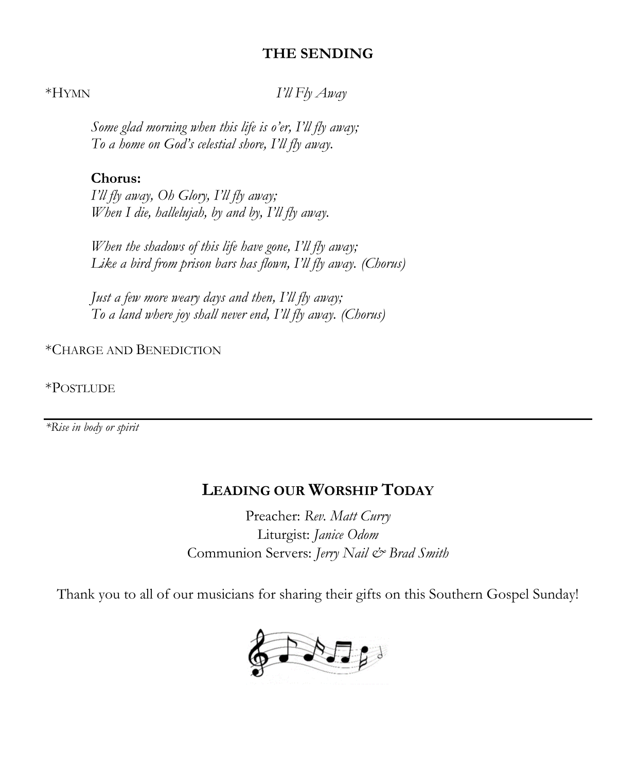## THE SENDING

*HYMN *I'll Fly Away*

*Some glad morning when this life is o'er, I'll fly away;*
*To a home on God's celestial shore, I'll fly away.*

**Chorus:**
*I'll fly away, Oh Glory, I'll fly away;*
*When I die, hallelujah, by and by, I'll fly away.*

*When the shadows of this life have gone, I'll fly away;*
*Like a bird from prison bars has flown, I'll fly away. (Chorus)*

*Just a few more weary days and then, I'll fly away;*
*To a land where joy shall never end, I'll fly away. (Chorus)*

*CHARGE AND BENEDICTION

*POSTLUDE

---

*\*Rise in body or spirit*

## LEADING OUR WORSHIP TODAY

Preacher: *Rev. Matt Curry*
Liturgist: *Janice Odom*
Communion Servers: *Jerry Nail & Brad Smith*

Thank you to all of our musicians for sharing their gifts on this Southern Gospel Sunday!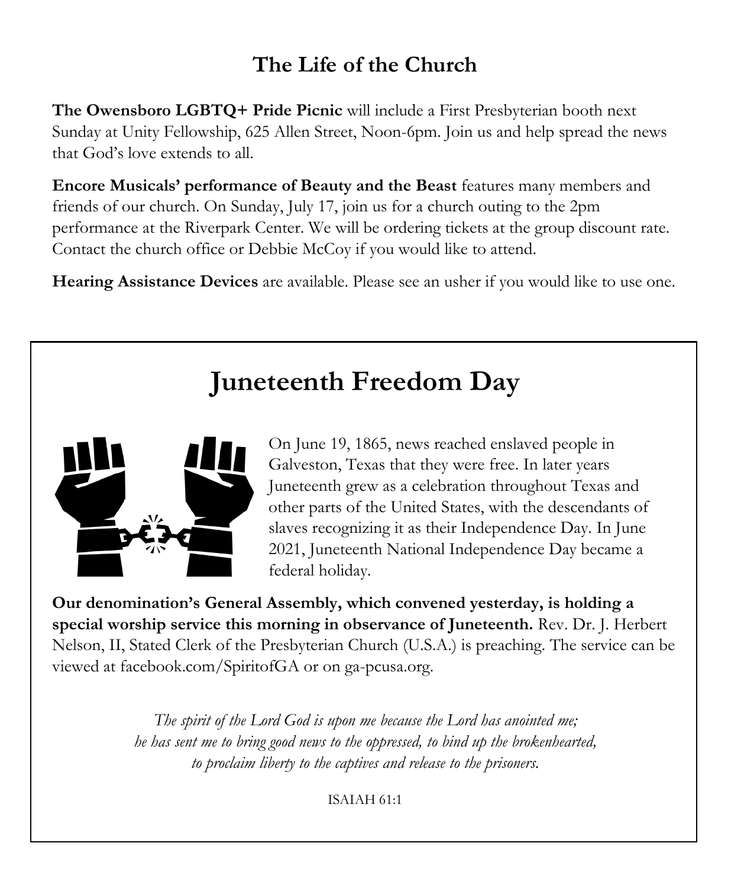## The Life of the Church

**The Owensboro LGBTQ+ Pride Picnic** will include a First Presbyterian booth next Sunday at Unity Fellowship, 625 Allen Street, Noon-6pm. Join us and help spread the news that God's love extends to all.

**Encore Musicals' performance of Beauty and the Beast** features many members and friends of our church. On Sunday, July 17, join us for a church outing to the 2pm performance at the Riverpark Center. We will be ordering tickets at the group discount rate. Contact the church office or Debbie McCoy if you would like to attend.

**Hearing Assistance Devices** are available. Please see an usher if you would like to use one.

# Juneteenth Freedom Day

On June 19, 1865, news reached enslaved people in Galveston, Texas that they were free. In later years Juneteenth grew as a celebration throughout Texas and other parts of the United States, with the descendants of slaves recognizing it as their Independence Day. In June 2021, Juneteenth National Independence Day became a federal holiday.

**Our denomination's General Assembly, which convened yesterday, is holding a special worship service this morning in observance of Juneteenth.** Rev. Dr. J. Herbert Nelson, II, Stated Clerk of the Presbyterian Church (U.S.A.) is preaching. The service can be viewed at facebook.com/SpiritofGA or on ga-pcusa.org.

*The spirit of the Lord God is upon me because the Lord has anointed me;*
*he has sent me to bring good news to the oppressed, to bind up the brokenhearted,*
*to proclaim liberty to the captives and release to the prisoners.*

ISAIAH 61:1